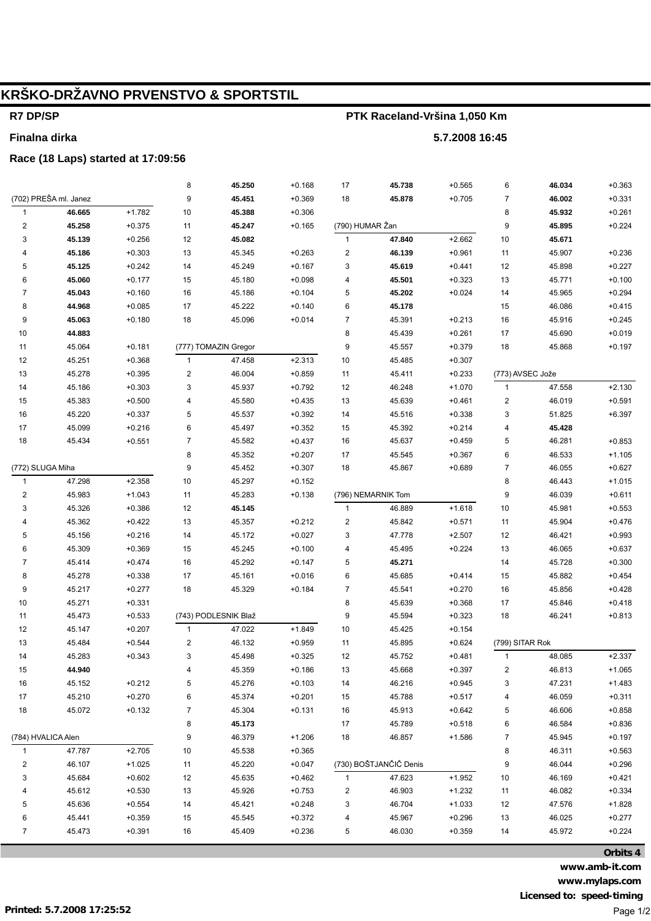# KRŠKO-DRŽAVNO PRVENSTVO & SPORTSTIL

**R7 DP/SP** — **PTK Raceland-Vršina 1,050 Km**

**Finalna dirka** — **5.7.2008 16:45**

**Race (18 Laps) started at 17:09:56**

### (702) PREŠA ml. Janez

| Lap | Time | Diff |
|---|---|---|
| 1 | **46.665** | +1.782 |
| 2 | **45.258** | +0.375 |
| 3 | **45.139** | +0.256 |
| 4 | **45.186** | +0.303 |
| 5 | **45.125** | +0.242 |
| 6 | **45.060** | +0.177 |
| 7 | **45.043** | +0.160 |
| 8 | **44.968** | +0.085 |
| 9 | **45.063** | +0.180 |
| 10 | **44.883** | |
| 11 | 45.064 | +0.181 |
| 12 | 45.251 | +0.368 |
| 13 | 45.278 | +0.395 |
| 14 | 45.186 | +0.303 |
| 15 | 45.383 | +0.500 |
| 16 | 45.220 | +0.337 |
| 17 | 45.099 | +0.216 |
| 18 | 45.434 | +0.551 |

### (772) SLUGA Miha

| Lap | Time | Diff |
|---|---|---|
| 1 | 47.298 | +2.358 |
| 2 | 45.983 | +1.043 |
| 3 | 45.326 | +0.386 |
| 4 | 45.362 | +0.422 |
| 5 | 45.156 | +0.216 |
| 6 | 45.309 | +0.369 |
| 7 | 45.414 | +0.474 |
| 8 | 45.278 | +0.338 |
| 9 | 45.217 | +0.277 |
| 10 | 45.271 | +0.331 |
| 11 | 45.473 | +0.533 |
| 12 | 45.147 | +0.207 |
| 13 | 45.484 | +0.544 |
| 14 | 45.283 | +0.343 |
| 15 | **44.940** | |
| 16 | 45.152 | +0.212 |
| 17 | 45.210 | +0.270 |
| 18 | 45.072 | +0.132 |

### (784) HVALICA Alen

| Lap | Time | Diff |
|---|---|---|
| 1 | 47.787 | +2.705 |
| 2 | 46.107 | +1.025 |
| 3 | 45.684 | +0.602 |
| 4 | 45.612 | +0.530 |
| 5 | 45.636 | +0.554 |
| 6 | 45.441 | +0.359 |
| 7 | 45.473 | +0.391 |
| 8 | **45.250** | +0.168 |
| 9 | **45.451** | +0.369 |
| 10 | **45.388** | +0.306 |
| 11 | **45.247** | +0.165 |
| 12 | **45.082** | |
| 13 | 45.345 | +0.263 |
| 14 | 45.249 | +0.167 |
| 15 | 45.180 | +0.098 |
| 16 | 45.186 | +0.104 |
| 17 | 45.222 | +0.140 |
| 18 | 45.096 | +0.014 |

### (777) TOMAZIN Gregor

| Lap | Time | Diff |
|---|---|---|
| 1 | 47.458 | +2.313 |
| 2 | 46.004 | +0.859 |
| 3 | 45.937 | +0.792 |
| 4 | 45.580 | +0.435 |
| 5 | 45.537 | +0.392 |
| 6 | 45.497 | +0.352 |
| 7 | 45.582 | +0.437 |
| 8 | 45.352 | +0.207 |
| 9 | 45.452 | +0.307 |
| 10 | 45.297 | +0.152 |
| 11 | 45.283 | +0.138 |
| 12 | **45.145** | |
| 13 | 45.357 | +0.212 |
| 14 | 45.172 | +0.027 |
| 15 | 45.245 | +0.100 |
| 16 | 45.292 | +0.147 |
| 17 | 45.161 | +0.016 |
| 18 | 45.329 | +0.184 |

### (743) PODLESNIK Blaž

| Lap | Time | Diff |
|---|---|---|
| 1 | 47.022 | +1.849 |
| 2 | 46.132 | +0.959 |
| 3 | 45.498 | +0.325 |
| 4 | 45.359 | +0.186 |
| 5 | 45.276 | +0.103 |
| 6 | 45.374 | +0.201 |
| 7 | 45.304 | +0.131 |
| 8 | **45.173** | |
| 9 | 46.379 | +1.206 |
| 10 | 45.538 | +0.365 |
| 11 | 45.220 | +0.047 |
| 12 | 45.635 | +0.462 |
| 13 | 45.926 | +0.753 |
| 14 | 45.421 | +0.248 |
| 15 | 45.545 | +0.372 |
| 16 | 45.409 | +0.236 |
| 17 | **45.738** | +0.565 |
| 18 | **45.878** | +0.705 |

### (790) HUMAR Žan

| Lap | Time | Diff |
|---|---|---|
| 1 | **47.840** | +2.662 |
| 2 | **46.139** | +0.961 |
| 3 | **45.619** | +0.441 |
| 4 | **45.501** | +0.323 |
| 5 | **45.202** | +0.024 |
| 6 | **45.178** | |
| 7 | 45.391 | +0.213 |
| 8 | 45.439 | +0.261 |
| 9 | 45.557 | +0.379 |
| 10 | 45.485 | +0.307 |
| 11 | 45.411 | +0.233 |
| 12 | 46.248 | +1.070 |
| 13 | 45.639 | +0.461 |
| 14 | 45.516 | +0.338 |
| 15 | 45.392 | +0.214 |
| 16 | 45.637 | +0.459 |
| 17 | 45.545 | +0.367 |
| 18 | 45.867 | +0.689 |

### (796) NEMARNIK Tom

| Lap | Time | Diff |
|---|---|---|
| 1 | 46.889 | +1.618 |
| 2 | 45.842 | +0.571 |
| 3 | 47.778 | +2.507 |
| 4 | 45.495 | +0.224 |
| 5 | **45.271** | |
| 6 | 45.685 | +0.414 |
| 7 | 45.541 | +0.270 |
| 8 | 45.639 | +0.368 |
| 9 | 45.594 | +0.323 |
| 10 | 45.425 | +0.154 |
| 11 | 45.895 | +0.624 |
| 12 | 45.752 | +0.481 |
| 13 | 45.668 | +0.397 |
| 14 | 46.216 | +0.945 |
| 15 | 45.788 | +0.517 |
| 16 | 45.913 | +0.642 |
| 17 | 45.789 | +0.518 |
| 18 | 46.857 | +1.586 |

### (730) BOŠTJANČIČ Denis

| Lap | Time | Diff |
|---|---|---|
| 1 | 47.623 | +1.952 |
| 2 | 46.903 | +1.232 |
| 3 | 46.704 | +1.033 |
| 4 | 45.967 | +0.296 |
| 5 | 46.030 | +0.359 |
| 6 | **46.034** | +0.363 |
| 7 | **46.002** | +0.331 |
| 8 | **45.932** | +0.261 |
| 9 | **45.895** | +0.224 |
| 10 | **45.671** | |
| 11 | 45.907 | +0.236 |
| 12 | 45.898 | +0.227 |
| 13 | 45.771 | +0.100 |
| 14 | 45.965 | +0.294 |
| 15 | 46.086 | +0.415 |
| 16 | 45.916 | +0.245 |
| 17 | 45.690 | +0.019 |
| 18 | 45.868 | +0.197 |

### (773) AVSEC Jože

| Lap | Time | Diff |
|---|---|---|
| 1 | 47.558 | +2.130 |
| 2 | 46.019 | +0.591 |
| 3 | 51.825 | +6.397 |
| 4 | **45.428** | |
| 5 | 46.281 | +0.853 |
| 6 | 46.533 | +1.105 |
| 7 | 46.055 | +0.627 |
| 8 | 46.443 | +1.015 |
| 9 | 46.039 | +0.611 |
| 10 | 45.981 | +0.553 |
| 11 | 45.904 | +0.476 |
| 12 | 46.421 | +0.993 |
| 13 | 46.065 | +0.637 |
| 14 | 45.728 | +0.300 |
| 15 | 45.882 | +0.454 |
| 16 | 45.856 | +0.428 |
| 17 | 45.846 | +0.418 |
| 18 | 46.241 | +0.813 |

### (799) SITAR Rok

| Lap | Time | Diff |
|---|---|---|
| 1 | 48.085 | +2.337 |
| 2 | 46.813 | +1.065 |
| 3 | 47.231 | +1.483 |
| 4 | 46.059 | +0.311 |
| 5 | 46.606 | +0.858 |
| 6 | 46.584 | +0.836 |
| 7 | 45.945 | +0.197 |
| 8 | 46.311 | +0.563 |
| 9 | 46.044 | +0.296 |
| 10 | 46.169 | +0.421 |
| 11 | 46.082 | +0.334 |
| 12 | 47.576 | +1.828 |
| 13 | 46.025 | +0.277 |
| 14 | 45.972 | +0.224 |

**Orbits 4**

**www.amb-it.com**

**www.mylaps.com**

**Licensed to: speed-timing**

**Printed: 5.7.2008 17:25:52**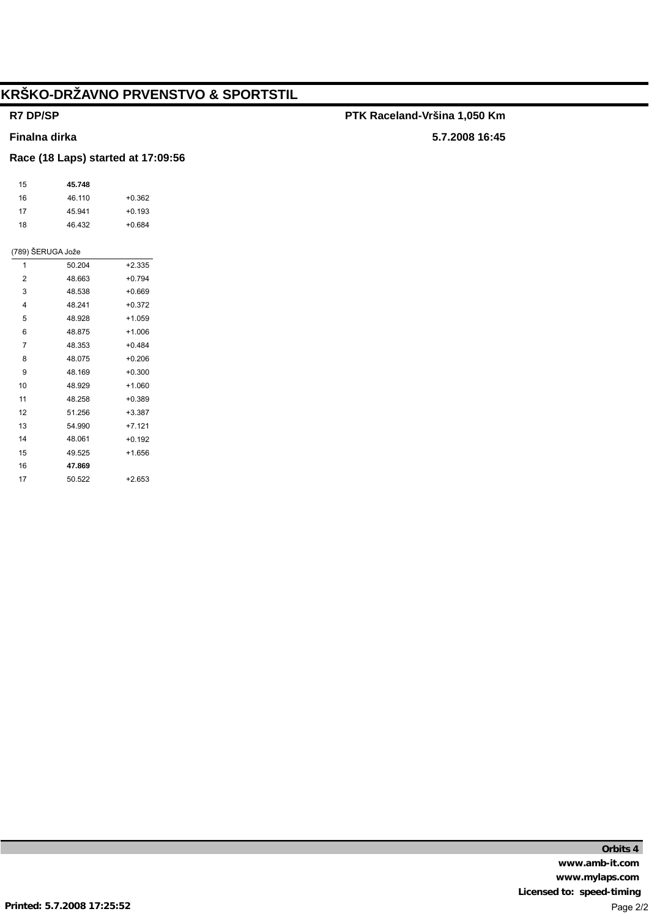# KRŠKO-DRŽAVNO PRVENSTVO & SPORTSTIL

**R7 DP/SP** | **PTK Raceland-Vršina 1,050 Km**

**Finalna dirka** | **5.7.2008 16:45**

**Race (18 Laps) started at 17:09:56**

| | | |
|---|---|---|
| 15 | **45.748** | |
| 16 | 46.110 | +0.362 |
| 17 | 45.941 | +0.193 |
| 18 | 46.432 | +0.684 |

(789) ŠERUGA Jože

| | | |
|---|---|---|
| 1 | 50.204 | +2.335 |
| 2 | 48.663 | +0.794 |
| 3 | 48.538 | +0.669 |
| 4 | 48.241 | +0.372 |
| 5 | 48.928 | +1.059 |
| 6 | 48.875 | +1.006 |
| 7 | 48.353 | +0.484 |
| 8 | 48.075 | +0.206 |
| 9 | 48.169 | +0.300 |
| 10 | 48.929 | +1.060 |
| 11 | 48.258 | +0.389 |
| 12 | 51.256 | +3.387 |
| 13 | 54.990 | +7.121 |
| 14 | 48.061 | +0.192 |
| 15 | 49.525 | +1.656 |
| 16 | **47.869** | |
| 17 | 50.522 | +2.653 |

**Orbits 4**
**www.amb-it.com**
**www.mylaps.com**
**Licensed to: speed-timing**

**Printed: 5.7.2008 17:25:52**